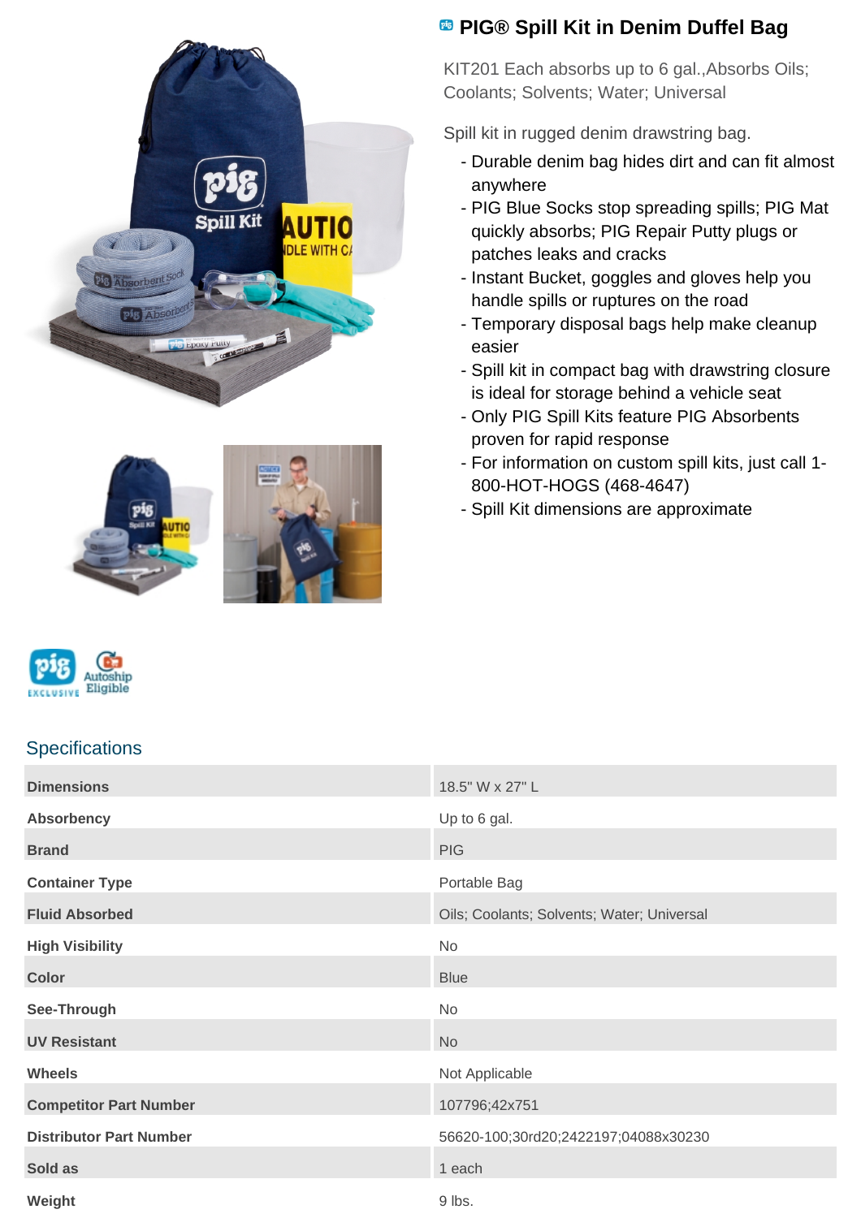# PIG® Spill Kit in Denim Duffel Bag

KIT201 Each absorbs up to 6 gal.,Absorbs Oils; Coolants; Solvents; Water; Universal

Spill kit in rugged denim drawstring bag.

- Durable denim bag hides dirt and can fit almost anywhere
- PIG Blue Socks stop spreading spills; PIG Mat quickly absorbs; PIG Repair Putty plugs or patches leaks and cracks
- Instant Bucket, goggles and gloves help you handle spills or ruptures on the road
- Temporary disposal bags help make cleanup easier
- Spill kit in compact bag with drawstring closure is ideal for storage behind a vehicle seat
- Only PIG Spill Kits feature PIG Absorbents proven for rapid response
- For information on custom spill kits, just call 1-800-HOT-HOGS (468-4647)
- Spill Kit dimensions are approximate

## Specifications

| | |
|---|---|
| **Dimensions** | 18.5" W x 27" L |
| **Absorbency** | Up to 6 gal. |
| **Brand** | PIG |
| **Container Type** | Portable Bag |
| **Fluid Absorbed** | Oils; Coolants; Solvents; Water; Universal |
| **High Visibility** | No |
| **Color** | Blue |
| **See-Through** | No |
| **UV Resistant** | No |
| **Wheels** | Not Applicable |
| **Competitor Part Number** | 107796;42x751 |
| **Distributor Part Number** | 56620-100;30rd20;2422197;04088x30230 |
| **Sold as** | 1 each |
| **Weight** | 9 lbs. |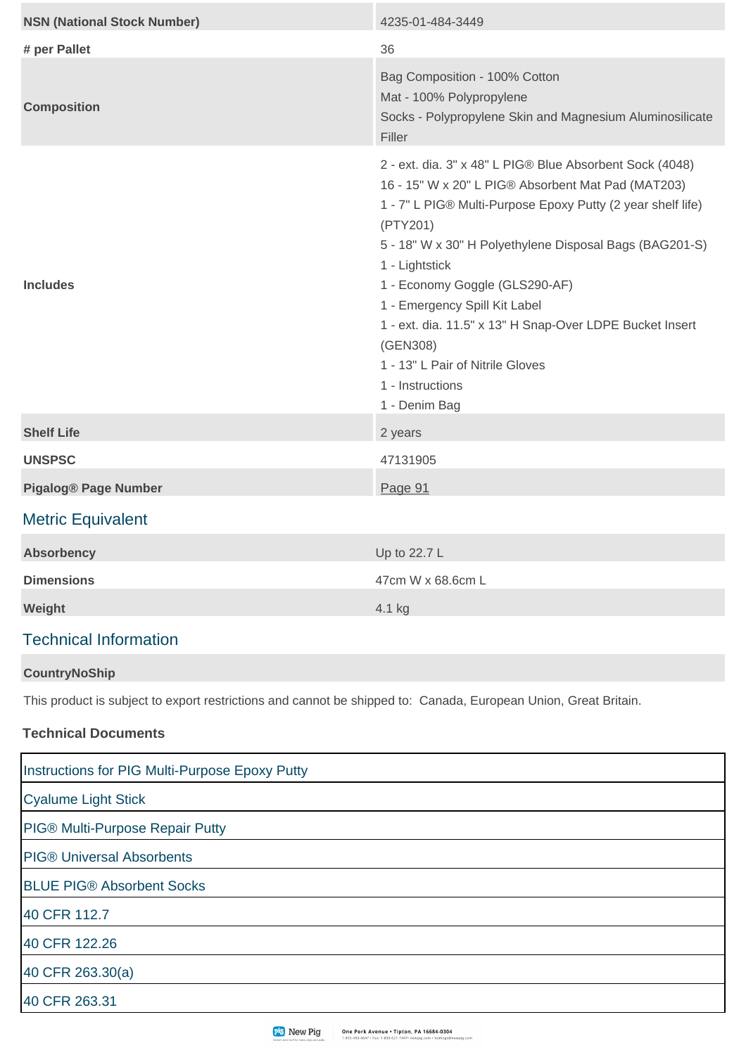| | |
|---|---|
| **NSN (National Stock Number)** | 4235-01-484-3449 |
| **# per Pallet** | 36 |
| **Composition** | Bag Composition - 100% Cotton<br>Mat - 100% Polypropylene<br>Socks - Polypropylene Skin and Magnesium Aluminosilicate Filler |
| **Includes** | 2 - ext. dia. 3" x 48" L PIG® Blue Absorbent Sock (4048)<br>16 - 15" W x 20" L PIG® Absorbent Mat Pad (MAT203)<br>1 - 7" L PIG® Multi-Purpose Epoxy Putty (2 year shelf life) (PTY201)<br>5 - 18" W x 30" H Polyethylene Disposal Bags (BAG201-S)<br>1 - Lightstick<br>1 - Economy Goggle (GLS290-AF)<br>1 - Emergency Spill Kit Label<br>1 - ext. dia. 11.5" x 13" H Snap-Over LDPE Bucket Insert (GEN308)<br>1 - 13" L Pair of Nitrile Gloves<br>1 - Instructions<br>1 - Denim Bag |
| **Shelf Life** | 2 years |
| **UNSPSC** | 47131905 |
| **Pigalog® Page Number** | Page 91 |

## Metric Equivalent

| | |
|---|---|
| **Absorbency** | Up to 22.7 L |
| **Dimensions** | 47cm W x 68.6cm L |
| **Weight** | 4.1 kg |

## Technical Information

**CountryNoShip**

This product is subject to export restrictions and cannot be shipped to: Canada, European Union, Great Britain.

### Technical Documents

| |
|---|
| Instructions for PIG Multi-Purpose Epoxy Putty |
| Cyalume Light Stick |
| PIG® Multi-Purpose Repair Putty |
| PIG® Universal Absorbents |
| BLUE PIG® Absorbent Socks |
| 40 CFR 112.7 |
| 40 CFR 122.26 |
| 40 CFR 263.30(a) |
| 40 CFR 263.31 |